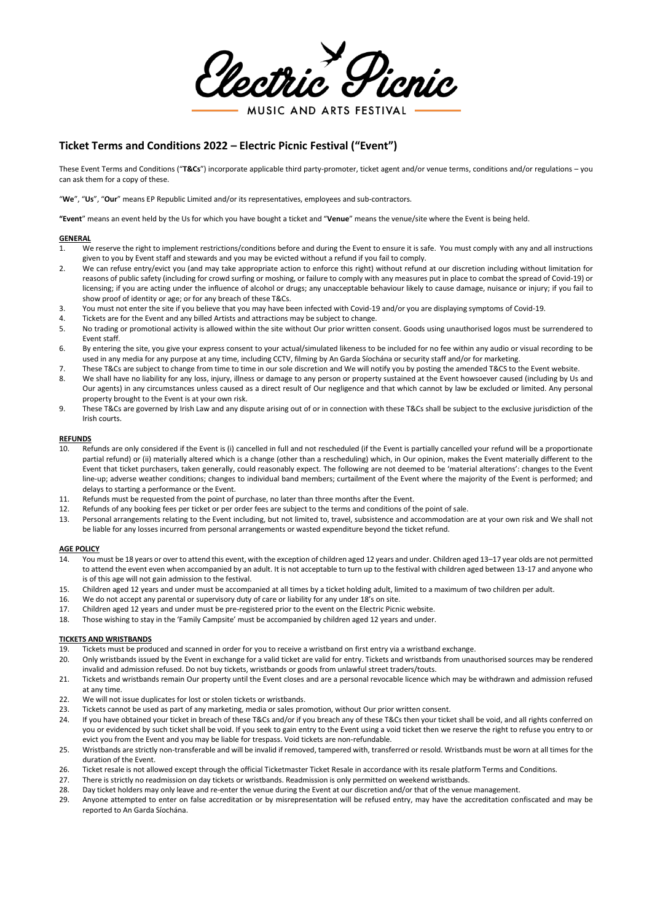Electric Picnic

MUSIC AND ARTS FESTIVAL

# Ticket Terms and Conditions 2022 – Electric Picnic Festival ("Event")

These Event Terms and Conditions ("**T&Cs**") incorporate applicable third party-promoter, ticket agent and/or venue terms, conditions and/or regulations – you can ask them for a copy of these.

"**We**", "**Us**", "**Our**" means EP Republic Limited and/or its representatives, employees and sub-contractors.

**"Event"** means an event held by the Us for which you have bought a ticket and "**Venue**" means the venue/site where the Event is being held.

## GENERAL

1. We reserve the right to implement restrictions/conditions before and during the Event to ensure it is safe. You must comply with any and all instructions given to you by Event staff and stewards and you may be evicted without a refund if you fail to comply.
2. We can refuse entry/evict you (and may take appropriate action to enforce this right) without refund at our discretion including without limitation for reasons of public safety (including for crowd surfing or moshing, or failure to comply with any measures put in place to combat the spread of Covid-19) or licensing; if you are acting under the influence of alcohol or drugs; any unacceptable behaviour likely to cause damage, nuisance or injury; if you fail to show proof of identity or age; or for any breach of these T&Cs.
3. You must not enter the site if you believe that you may have been infected with Covid-19 and/or you are displaying symptoms of Covid-19.
4. Tickets are for the Event and any billed Artists and attractions may be subject to change.
5. No trading or promotional activity is allowed within the site without Our prior written consent. Goods using unauthorised logos must be surrendered to Event staff.
6. By entering the site, you give your express consent to your actual/simulated likeness to be included for no fee within any audio or visual recording to be used in any media for any purpose at any time, including CCTV, filming by An Garda Síochána or security staff and/or for marketing.
7. These T&Cs are subject to change from time to time in our sole discretion and We will notify you by posting the amended T&CS to the Event website.
8. We shall have no liability for any loss, injury, illness or damage to any person or property sustained at the Event howsoever caused (including by Us and Our agents) in any circumstances unless caused as a direct result of Our negligence and that which cannot by law be excluded or limited. Any personal property brought to the Event is at your own risk.
9. These T&Cs are governed by Irish Law and any dispute arising out of or in connection with these T&Cs shall be subject to the exclusive jurisdiction of the Irish courts.

## REFUNDS

10. Refunds are only considered if the Event is (i) cancelled in full and not rescheduled (if the Event is partially cancelled your refund will be a proportionate partial refund) or (ii) materially altered which is a change (other than a rescheduling) which, in Our opinion, makes the Event materially different to the Event that ticket purchasers, taken generally, could reasonably expect. The following are not deemed to be 'material alterations': changes to the Event line-up; adverse weather conditions; changes to individual band members; curtailment of the Event where the majority of the Event is performed; and delays to starting a performance or the Event.
11. Refunds must be requested from the point of purchase, no later than three months after the Event.
12. Refunds of any booking fees per ticket or per order fees are subject to the terms and conditions of the point of sale.
13. Personal arrangements relating to the Event including, but not limited to, travel, subsistence and accommodation are at your own risk and We shall not be liable for any losses incurred from personal arrangements or wasted expenditure beyond the ticket refund.

## AGE POLICY

14. You must be 18 years or over to attend this event, with the exception of children aged 12 years and under. Children aged 13–17 year olds are not permitted to attend the event even when accompanied by an adult. It is not acceptable to turn up to the festival with children aged between 13-17 and anyone who is of this age will not gain admission to the festival.
15. Children aged 12 years and under must be accompanied at all times by a ticket holding adult, limited to a maximum of two children per adult.
16. We do not accept any parental or supervisory duty of care or liability for any under 18's on site.
17. Children aged 12 years and under must be pre-registered prior to the event on the Electric Picnic website.
18. Those wishing to stay in the 'Family Campsite' must be accompanied by children aged 12 years and under.

## TICKETS AND WRISTBANDS

19. Tickets must be produced and scanned in order for you to receive a wristband on first entry via a wristband exchange.
20. Only wristbands issued by the Event in exchange for a valid ticket are valid for entry. Tickets and wristbands from unauthorised sources may be rendered invalid and admission refused. Do not buy tickets, wristbands or goods from unlawful street traders/touts.
21. Tickets and wristbands remain Our property until the Event closes and are a personal revocable licence which may be withdrawn and admission refused at any time.
22. We will not issue duplicates for lost or stolen tickets or wristbands.
23. Tickets cannot be used as part of any marketing, media or sales promotion, without Our prior written consent.
24. If you have obtained your ticket in breach of these T&Cs and/or if you breach any of these T&Cs then your ticket shall be void, and all rights conferred on you or evidenced by such ticket shall be void. If you seek to gain entry to the Event using a void ticket then we reserve the right to refuse you entry to or evict you from the Event and you may be liable for trespass. Void tickets are non-refundable.
25. Wristbands are strictly non-transferable and will be invalid if removed, tampered with, transferred or resold. Wristbands must be worn at all times for the duration of the Event.
26. Ticket resale is not allowed except through the official Ticketmaster Ticket Resale in accordance with its resale platform Terms and Conditions.
27. There is strictly no readmission on day tickets or wristbands. Readmission is only permitted on weekend wristbands.
28. Day ticket holders may only leave and re-enter the venue during the Event at our discretion and/or that of the venue management.
29. Anyone attempted to enter on false accreditation or by misrepresentation will be refused entry, may have the accreditation confiscated and may be reported to An Garda Síochána.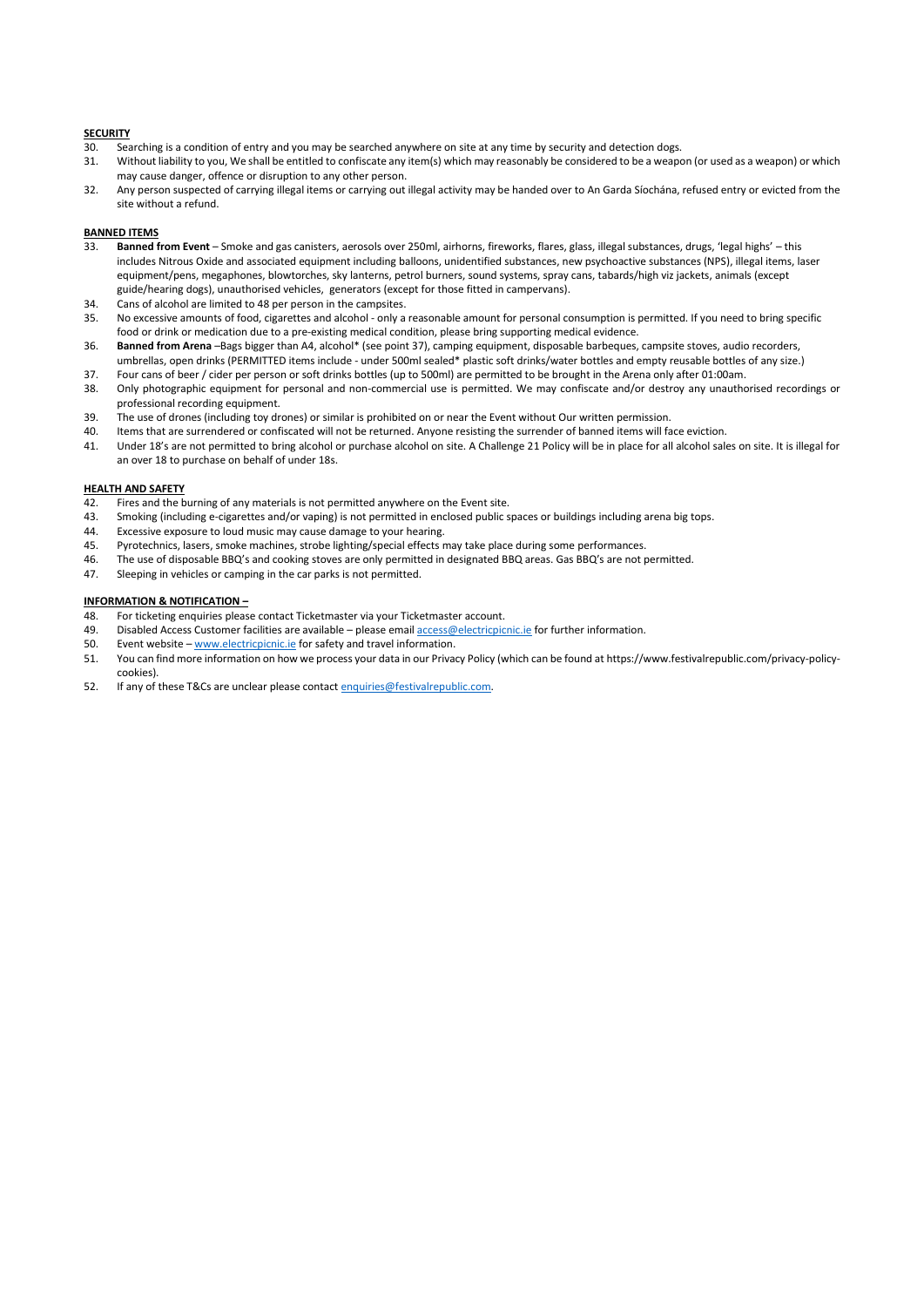**SECURITY**

30. Searching is a condition of entry and you may be searched anywhere on site at any time by security and detection dogs.
31. Without liability to you, We shall be entitled to confiscate any item(s) which may reasonably be considered to be a weapon (or used as a weapon) or which may cause danger, offence or disruption to any other person.
32. Any person suspected of carrying illegal items or carrying out illegal activity may be handed over to An Garda Síochána, refused entry or evicted from the site without a refund.

**BANNED ITEMS**

33. **Banned from Event** – Smoke and gas canisters, aerosols over 250ml, airhorns, fireworks, flares, glass, illegal substances, drugs, 'legal highs' – this includes Nitrous Oxide and associated equipment including balloons, unidentified substances, new psychoactive substances (NPS), illegal items, laser equipment/pens, megaphones, blowtorches, sky lanterns, petrol burners, sound systems, spray cans, tabards/high viz jackets, animals (except guide/hearing dogs), unauthorised vehicles, generators (except for those fitted in campervans).
34. Cans of alcohol are limited to 48 per person in the campsites.
35. No excessive amounts of food, cigarettes and alcohol - only a reasonable amount for personal consumption is permitted. If you need to bring specific food or drink or medication due to a pre-existing medical condition, please bring supporting medical evidence.
36. **Banned from Arena** –Bags bigger than A4, alcohol* (see point 37), camping equipment, disposable barbeques, campsite stoves, audio recorders, umbrellas, open drinks (PERMITTED items include - under 500ml sealed* plastic soft drinks/water bottles and empty reusable bottles of any size.)
37. Four cans of beer / cider per person or soft drinks bottles (up to 500ml) are permitted to be brought in the Arena only after 01:00am.
38. Only photographic equipment for personal and non-commercial use is permitted. We may confiscate and/or destroy any unauthorised recordings or professional recording equipment.
39. The use of drones (including toy drones) or similar is prohibited on or near the Event without Our written permission.
40. Items that are surrendered or confiscated will not be returned. Anyone resisting the surrender of banned items will face eviction.
41. Under 18's are not permitted to bring alcohol or purchase alcohol on site. A Challenge 21 Policy will be in place for all alcohol sales on site. It is illegal for an over 18 to purchase on behalf of under 18s.

**HEALTH AND SAFETY**

42. Fires and the burning of any materials is not permitted anywhere on the Event site.
43. Smoking (including e-cigarettes and/or vaping) is not permitted in enclosed public spaces or buildings including arena big tops.
44. Excessive exposure to loud music may cause damage to your hearing.
45. Pyrotechnics, lasers, smoke machines, strobe lighting/special effects may take place during some performances.
46. The use of disposable BBQ's and cooking stoves are only permitted in designated BBQ areas. Gas BBQ's are not permitted.
47. Sleeping in vehicles or camping in the car parks is not permitted.

**INFORMATION & NOTIFICATION –**

48. For ticketing enquiries please contact Ticketmaster via your Ticketmaster account.
49. Disabled Access Customer facilities are available – please email access@electricpicnic.ie for further information.
50. Event website – www.electricpicnic.ie for safety and travel information.
51. You can find more information on how we process your data in our Privacy Policy (which can be found at https://www.festivalrepublic.com/privacy-policy-cookies).
52. If any of these T&Cs are unclear please contact enquiries@festivalrepublic.com.